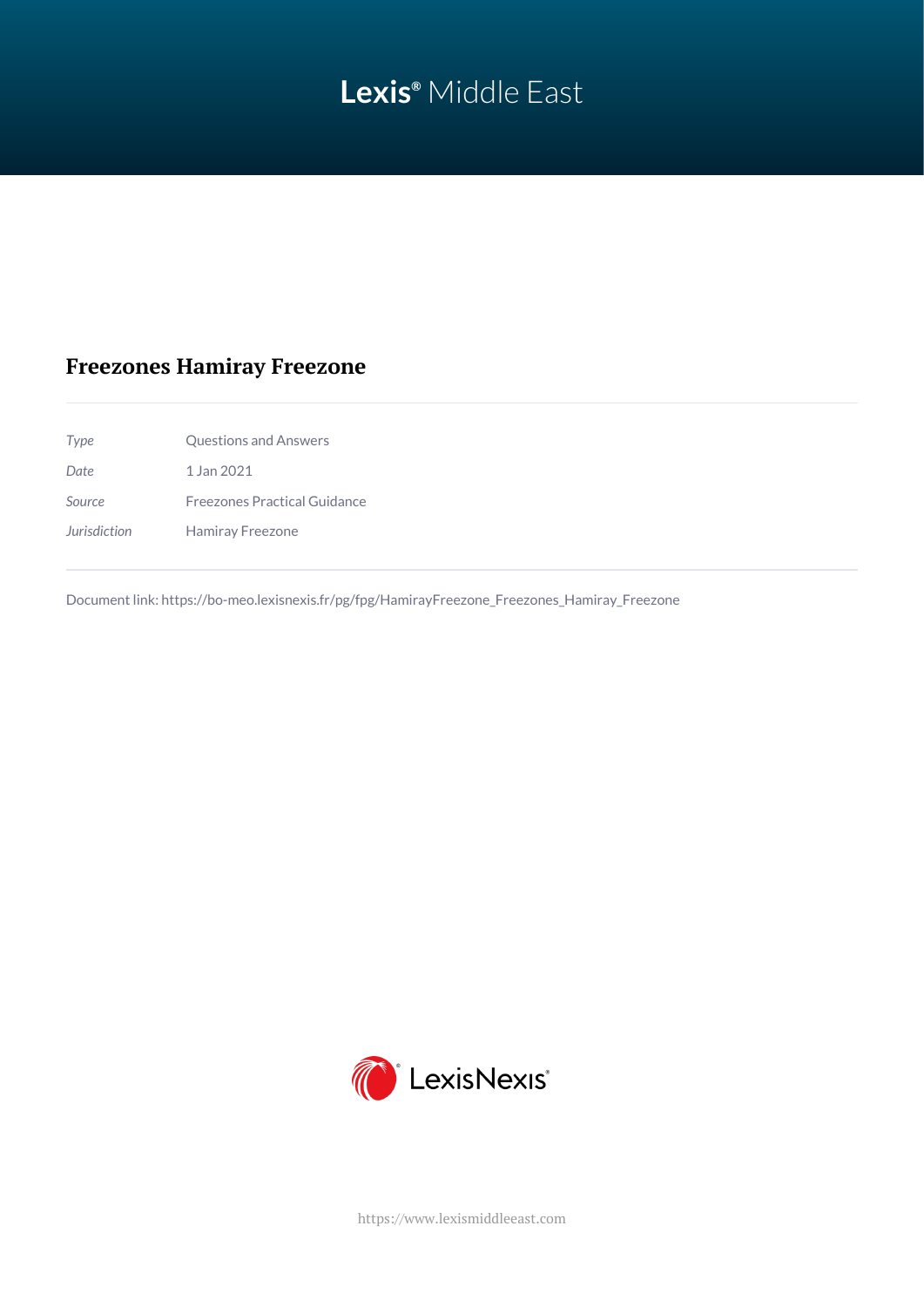Lexis® Middle East

# Freezones Hamiray Freezone

| | |
|---|---|
| *Type* | Questions and Answers |
| *Date* | 1 Jan 2021 |
| *Source* | Freezones Practical Guidance |
| *Jurisdiction* | Hamiray Freezone |

Document link: https://bo-meo.lexisnexis.fr/pg/fpg/HamirayFreezone_Freezones_Hamiray_Freezone

LexisNexis®

https://www.lexismiddleeast.com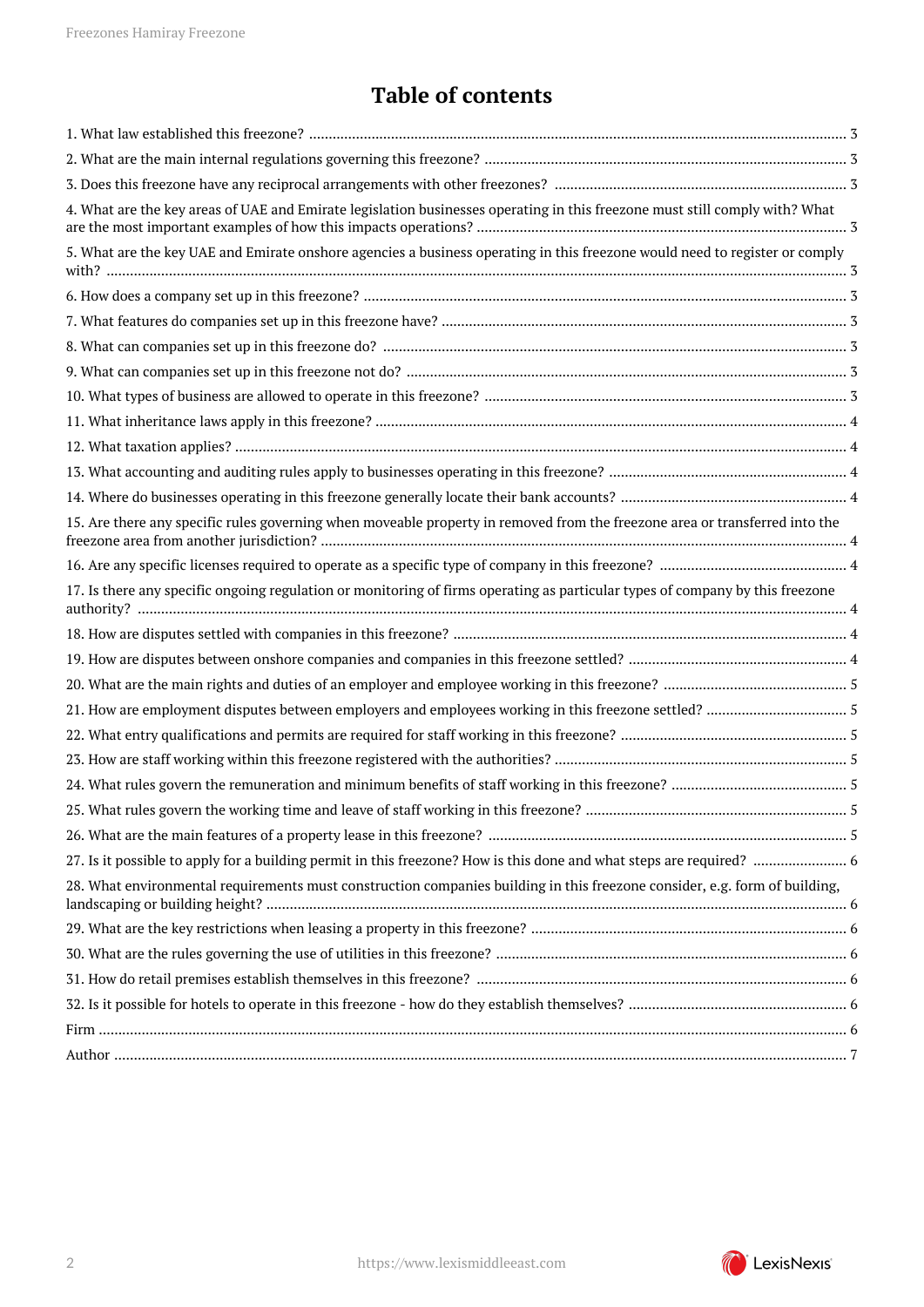# Table of contents

1. What law established this freezone? ... 3
2. What are the main internal regulations governing this freezone? ... 3
3. Does this freezone have any reciprocal arrangements with other freezones? ... 3
4. What are the key areas of UAE and Emirate legislation businesses operating in this freezone must still comply with? What are the most important examples of how this impacts operations? ... 3
5. What are the key UAE and Emirate onshore agencies a business operating in this freezone would need to register or comply with? ... 3
6. How does a company set up in this freezone? ... 3
7. What features do companies set up in this freezone have? ... 3
8. What can companies set up in this freezone do? ... 3
9. What can companies set up in this freezone not do? ... 3
10. What types of business are allowed to operate in this freezone? ... 3
11. What inheritance laws apply in this freezone? ... 4
12. What taxation applies? ... 4
13. What accounting and auditing rules apply to businesses operating in this freezone? ... 4
14. Where do businesses operating in this freezone generally locate their bank accounts? ... 4
15. Are there any specific rules governing when moveable property in removed from the freezone area or transferred into the freezone area from another jurisdiction? ... 4
16. Are any specific licenses required to operate as a specific type of company in this freezone? ... 4
17. Is there any specific ongoing regulation or monitoring of firms operating as particular types of company by this freezone authority? ... 4
18. How are disputes settled with companies in this freezone? ... 4
19. How are disputes between onshore companies and companies in this freezone settled? ... 4
20. What are the main rights and duties of an employer and employee working in this freezone? ... 5
21. How are employment disputes between employers and employees working in this freezone settled? ... 5
22. What entry qualifications and permits are required for staff working in this freezone? ... 5
23. How are staff working within this freezone registered with the authorities? ... 5
24. What rules govern the remuneration and minimum benefits of staff working in this freezone? ... 5
25. What rules govern the working time and leave of staff working in this freezone? ... 5
26. What are the main features of a property lease in this freezone? ... 5
27. Is it possible to apply for a building permit in this freezone? How is this done and what steps are required? ... 6
28. What environmental requirements must construction companies building in this freezone consider, e.g. form of building, landscaping or building height? ... 6
29. What are the key restrictions when leasing a property in this freezone? ... 6
30. What are the rules governing the use of utilities in this freezone? ... 6
31. How do retail premises establish themselves in this freezone? ... 6
32. Is it possible for hotels to operate in this freezone - how do they establish themselves? ... 6

Firm ... 6

Author ... 7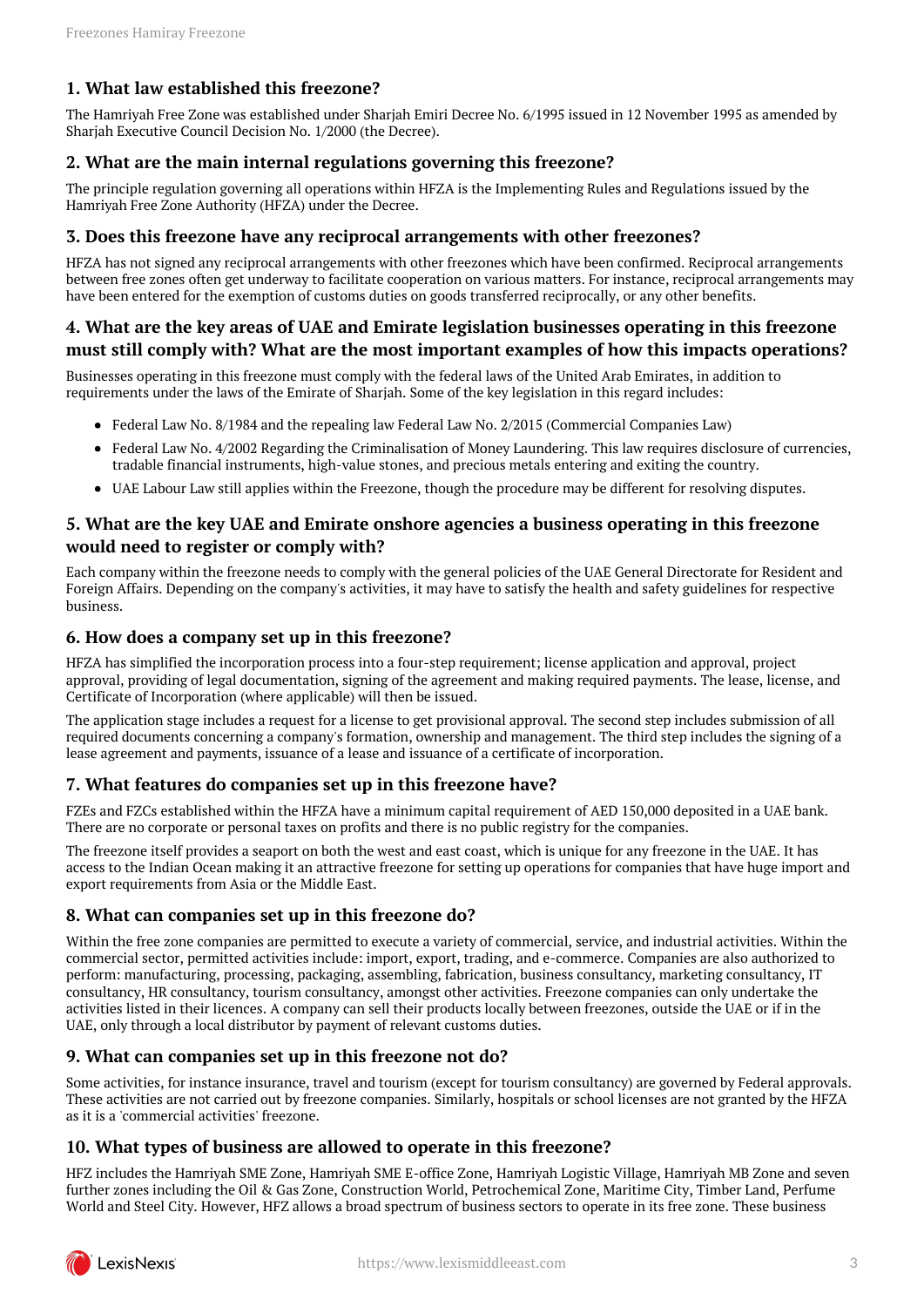## 1. What law established this freezone?

The Hamriyah Free Zone was established under Sharjah Emiri Decree No. 6/1995 issued in 12 November 1995 as amended by Sharjah Executive Council Decision No. 1/2000 (the Decree).

## 2. What are the main internal regulations governing this freezone?

The principle regulation governing all operations within HFZA is the Implementing Rules and Regulations issued by the Hamriyah Free Zone Authority (HFZA) under the Decree.

## 3. Does this freezone have any reciprocal arrangements with other freezones?

HFZA has not signed any reciprocal arrangements with other freezones which have been confirmed. Reciprocal arrangements between free zones often get underway to facilitate cooperation on various matters. For instance, reciprocal arrangements may have been entered for the exemption of customs duties on goods transferred reciprocally, or any other benefits.

## 4. What are the key areas of UAE and Emirate legislation businesses operating in this freezone must still comply with? What are the most important examples of how this impacts operations?

Businesses operating in this freezone must comply with the federal laws of the United Arab Emirates, in addition to requirements under the laws of the Emirate of Sharjah. Some of the key legislation in this regard includes:

- Federal Law No. 8/1984 and the repealing law Federal Law No. 2/2015 (Commercial Companies Law)
- Federal Law No. 4/2002 Regarding the Criminalisation of Money Laundering. This law requires disclosure of currencies, tradable financial instruments, high-value stones, and precious metals entering and exiting the country.
- UAE Labour Law still applies within the Freezone, though the procedure may be different for resolving disputes.

## 5. What are the key UAE and Emirate onshore agencies a business operating in this freezone would need to register or comply with?

Each company within the freezone needs to comply with the general policies of the UAE General Directorate for Resident and Foreign Affairs. Depending on the company's activities, it may have to satisfy the health and safety guidelines for respective business.

## 6. How does a company set up in this freezone?

HFZA has simplified the incorporation process into a four-step requirement; license application and approval, project approval, providing of legal documentation, signing of the agreement and making required payments. The lease, license, and Certificate of Incorporation (where applicable) will then be issued.

The application stage includes a request for a license to get provisional approval. The second step includes submission of all required documents concerning a company's formation, ownership and management. The third step includes the signing of a lease agreement and payments, issuance of a lease and issuance of a certificate of incorporation.

## 7. What features do companies set up in this freezone have?

FZEs and FZCs established within the HFZA have a minimum capital requirement of AED 150,000 deposited in a UAE bank. There are no corporate or personal taxes on profits and there is no public registry for the companies.

The freezone itself provides a seaport on both the west and east coast, which is unique for any freezone in the UAE. It has access to the Indian Ocean making it an attractive freezone for setting up operations for companies that have huge import and export requirements from Asia or the Middle East.

## 8. What can companies set up in this freezone do?

Within the free zone companies are permitted to execute a variety of commercial, service, and industrial activities. Within the commercial sector, permitted activities include: import, export, trading, and e-commerce. Companies are also authorized to perform: manufacturing, processing, packaging, assembling, fabrication, business consultancy, marketing consultancy, IT consultancy, HR consultancy, tourism consultancy, amongst other activities. Freezone companies can only undertake the activities listed in their licences. A company can sell their products locally between freezones, outside the UAE or if in the UAE, only through a local distributor by payment of relevant customs duties.

## 9. What can companies set up in this freezone not do?

Some activities, for instance insurance, travel and tourism (except for tourism consultancy) are governed by Federal approvals. These activities are not carried out by freezone companies. Similarly, hospitals or school licenses are not granted by the HFZA as it is a 'commercial activities' freezone.

## 10. What types of business are allowed to operate in this freezone?

HFZ includes the Hamriyah SME Zone, Hamriyah SME E-office Zone, Hamriyah Logistic Village, Hamriyah MB Zone and seven further zones including the Oil & Gas Zone, Construction World, Petrochemical Zone, Maritime City, Timber Land, Perfume World and Steel City. However, HFZ allows a broad spectrum of business sectors to operate in its free zone. These business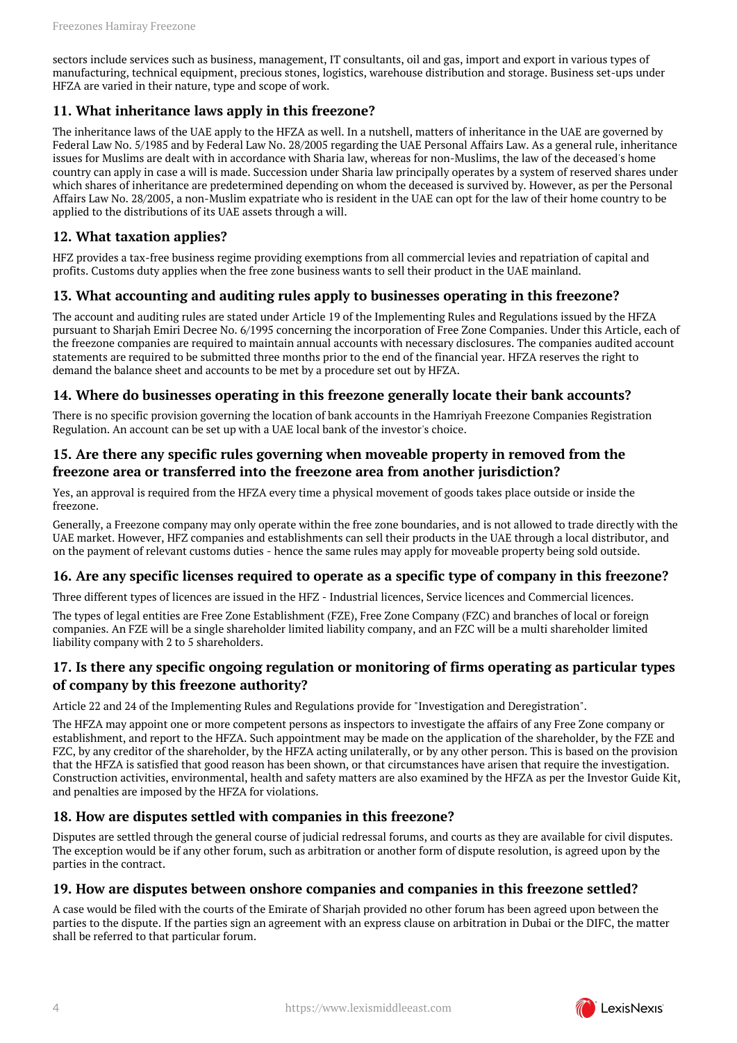sectors include services such as business, management, IT consultants, oil and gas, import and export in various types of manufacturing, technical equipment, precious stones, logistics, warehouse distribution and storage. Business set-ups under HFZA are varied in their nature, type and scope of work.

## 11. What inheritance laws apply in this freezone?

The inheritance laws of the UAE apply to the HFZA as well. In a nutshell, matters of inheritance in the UAE are governed by Federal Law No. 5/1985 and by Federal Law No. 28/2005 regarding the UAE Personal Affairs Law. As a general rule, inheritance issues for Muslims are dealt with in accordance with Sharia law, whereas for non-Muslims, the law of the deceased's home country can apply in case a will is made. Succession under Sharia law principally operates by a system of reserved shares under which shares of inheritance are predetermined depending on whom the deceased is survived by. However, as per the Personal Affairs Law No. 28/2005, a non-Muslim expatriate who is resident in the UAE can opt for the law of their home country to be applied to the distributions of its UAE assets through a will.

## 12. What taxation applies?

HFZ provides a tax-free business regime providing exemptions from all commercial levies and repatriation of capital and profits. Customs duty applies when the free zone business wants to sell their product in the UAE mainland.

## 13. What accounting and auditing rules apply to businesses operating in this freezone?

The account and auditing rules are stated under Article 19 of the Implementing Rules and Regulations issued by the HFZA pursuant to Sharjah Emiri Decree No. 6/1995 concerning the incorporation of Free Zone Companies. Under this Article, each of the freezone companies are required to maintain annual accounts with necessary disclosures. The companies audited account statements are required to be submitted three months prior to the end of the financial year. HFZA reserves the right to demand the balance sheet and accounts to be met by a procedure set out by HFZA.

## 14. Where do businesses operating in this freezone generally locate their bank accounts?

There is no specific provision governing the location of bank accounts in the Hamriyah Freezone Companies Registration Regulation. An account can be set up with a UAE local bank of the investor's choice.

## 15. Are there any specific rules governing when moveable property in removed from the freezone area or transferred into the freezone area from another jurisdiction?

Yes, an approval is required from the HFZA every time a physical movement of goods takes place outside or inside the freezone.

Generally, a Freezone company may only operate within the free zone boundaries, and is not allowed to trade directly with the UAE market. However, HFZ companies and establishments can sell their products in the UAE through a local distributor, and on the payment of relevant customs duties - hence the same rules may apply for moveable property being sold outside.

## 16. Are any specific licenses required to operate as a specific type of company in this freezone?

Three different types of licences are issued in the HFZ - Industrial licences, Service licences and Commercial licences.

The types of legal entities are Free Zone Establishment (FZE), Free Zone Company (FZC) and branches of local or foreign companies. An FZE will be a single shareholder limited liability company, and an FZC will be a multi shareholder limited liability company with 2 to 5 shareholders.

## 17. Is there any specific ongoing regulation or monitoring of firms operating as particular types of company by this freezone authority?

Article 22 and 24 of the Implementing Rules and Regulations provide for "Investigation and Deregistration".

The HFZA may appoint one or more competent persons as inspectors to investigate the affairs of any Free Zone company or establishment, and report to the HFZA. Such appointment may be made on the application of the shareholder, by the FZE and FZC, by any creditor of the shareholder, by the HFZA acting unilaterally, or by any other person. This is based on the provision that the HFZA is satisfied that good reason has been shown, or that circumstances have arisen that require the investigation. Construction activities, environmental, health and safety matters are also examined by the HFZA as per the Investor Guide Kit, and penalties are imposed by the HFZA for violations.

## 18. How are disputes settled with companies in this freezone?

Disputes are settled through the general course of judicial redressal forums, and courts as they are available for civil disputes. The exception would be if any other forum, such as arbitration or another form of dispute resolution, is agreed upon by the parties in the contract.

## 19. How are disputes between onshore companies and companies in this freezone settled?

A case would be filed with the courts of the Emirate of Sharjah provided no other forum has been agreed upon between the parties to the dispute. If the parties sign an agreement with an express clause on arbitration in Dubai or the DIFC, the matter shall be referred to that particular forum.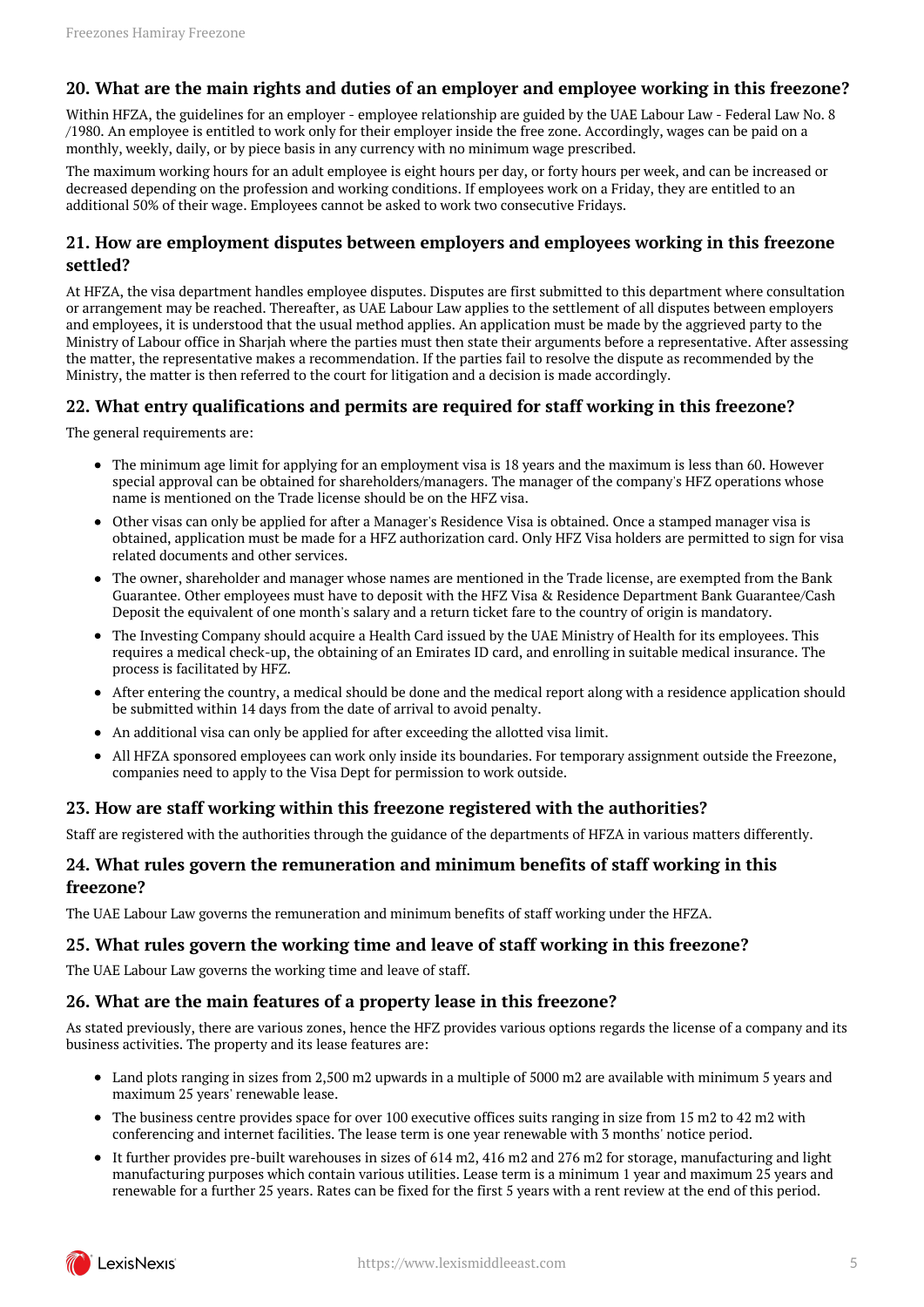## 20. What are the main rights and duties of an employer and employee working in this freezone?

Within HFZA, the guidelines for an employer - employee relationship are guided by the UAE Labour Law - Federal Law No. 8 /1980. An employee is entitled to work only for their employer inside the free zone. Accordingly, wages can be paid on a monthly, weekly, daily, or by piece basis in any currency with no minimum wage prescribed.

The maximum working hours for an adult employee is eight hours per day, or forty hours per week, and can be increased or decreased depending on the profession and working conditions. If employees work on a Friday, they are entitled to an additional 50% of their wage. Employees cannot be asked to work two consecutive Fridays.

## 21. How are employment disputes between employers and employees working in this freezone settled?

At HFZA, the visa department handles employee disputes. Disputes are first submitted to this department where consultation or arrangement may be reached. Thereafter, as UAE Labour Law applies to the settlement of all disputes between employers and employees, it is understood that the usual method applies. An application must be made by the aggrieved party to the Ministry of Labour office in Sharjah where the parties must then state their arguments before a representative. After assessing the matter, the representative makes a recommendation. If the parties fail to resolve the dispute as recommended by the Ministry, the matter is then referred to the court for litigation and a decision is made accordingly.

## 22. What entry qualifications and permits are required for staff working in this freezone?

The general requirements are:

- The minimum age limit for applying for an employment visa is 18 years and the maximum is less than 60. However special approval can be obtained for shareholders/managers. The manager of the company's HFZ operations whose name is mentioned on the Trade license should be on the HFZ visa.
- Other visas can only be applied for after a Manager's Residence Visa is obtained. Once a stamped manager visa is obtained, application must be made for a HFZ authorization card. Only HFZ Visa holders are permitted to sign for visa related documents and other services.
- The owner, shareholder and manager whose names are mentioned in the Trade license, are exempted from the Bank Guarantee. Other employees must have to deposit with the HFZ Visa & Residence Department Bank Guarantee/Cash Deposit the equivalent of one month's salary and a return ticket fare to the country of origin is mandatory.
- The Investing Company should acquire a Health Card issued by the UAE Ministry of Health for its employees. This requires a medical check-up, the obtaining of an Emirates ID card, and enrolling in suitable medical insurance. The process is facilitated by HFZ.
- After entering the country, a medical should be done and the medical report along with a residence application should be submitted within 14 days from the date of arrival to avoid penalty.
- An additional visa can only be applied for after exceeding the allotted visa limit.
- All HFZA sponsored employees can work only inside its boundaries. For temporary assignment outside the Freezone, companies need to apply to the Visa Dept for permission to work outside.

## 23. How are staff working within this freezone registered with the authorities?

Staff are registered with the authorities through the guidance of the departments of HFZA in various matters differently.

## 24. What rules govern the remuneration and minimum benefits of staff working in this freezone?

The UAE Labour Law governs the remuneration and minimum benefits of staff working under the HFZA.

## 25. What rules govern the working time and leave of staff working in this freezone?

The UAE Labour Law governs the working time and leave of staff.

## 26. What are the main features of a property lease in this freezone?

As stated previously, there are various zones, hence the HFZ provides various options regards the license of a company and its business activities. The property and its lease features are:

- Land plots ranging in sizes from 2,500 m2 upwards in a multiple of 5000 m2 are available with minimum 5 years and maximum 25 years' renewable lease.
- The business centre provides space for over 100 executive offices suits ranging in size from 15 m2 to 42 m2 with conferencing and internet facilities. The lease term is one year renewable with 3 months' notice period.
- It further provides pre-built warehouses in sizes of 614 m2, 416 m2 and 276 m2 for storage, manufacturing and light manufacturing purposes which contain various utilities. Lease term is a minimum 1 year and maximum 25 years and renewable for a further 25 years. Rates can be fixed for the first 5 years with a rent review at the end of this period.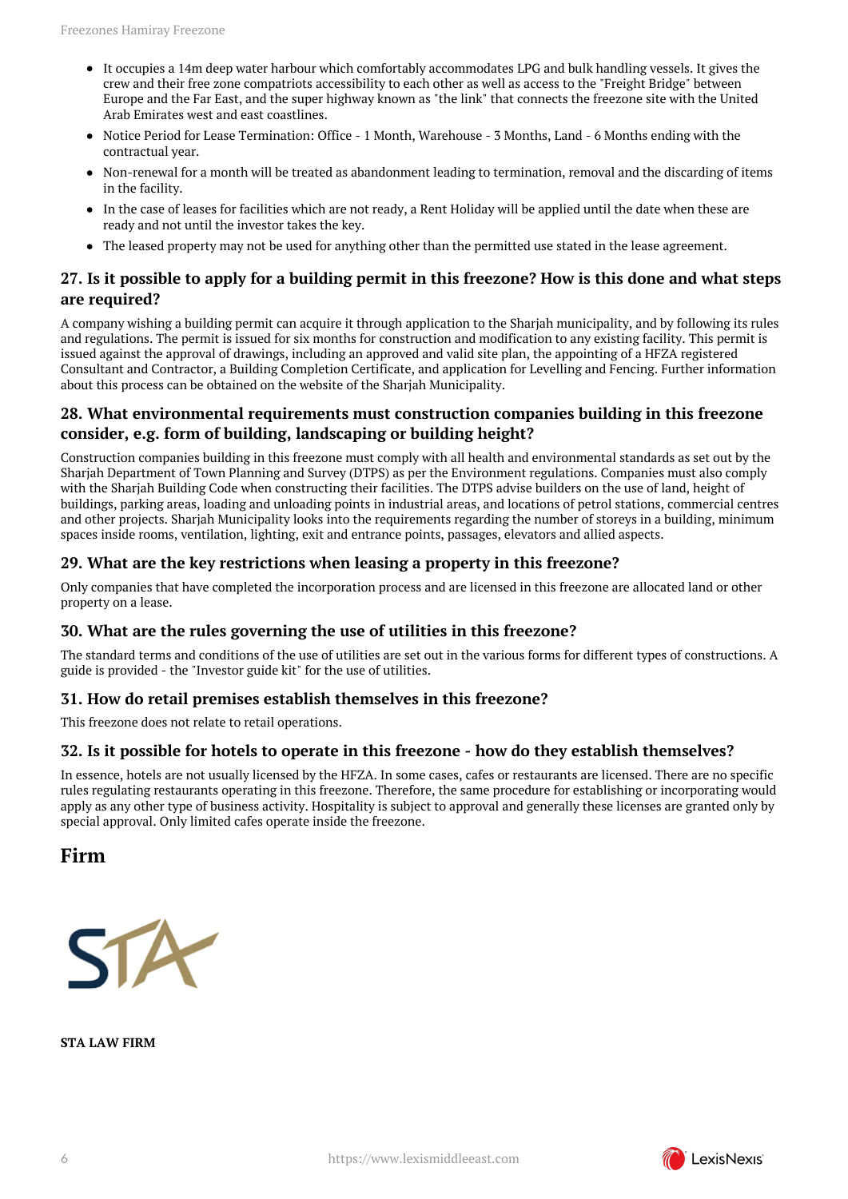- It occupies a 14m deep water harbour which comfortably accommodates LPG and bulk handling vessels. It gives the crew and their free zone compatriots accessibility to each other as well as access to the "Freight Bridge" between Europe and the Far East, and the super highway known as "the link" that connects the freezone site with the United Arab Emirates west and east coastlines.
- Notice Period for Lease Termination: Office - 1 Month, Warehouse - 3 Months, Land - 6 Months ending with the contractual year.
- Non-renewal for a month will be treated as abandonment leading to termination, removal and the discarding of items in the facility.
- In the case of leases for facilities which are not ready, a Rent Holiday will be applied until the date when these are ready and not until the investor takes the key.
- The leased property may not be used for anything other than the permitted use stated in the lease agreement.

### 27. Is it possible to apply for a building permit in this freezone? How is this done and what steps are required?

A company wishing a building permit can acquire it through application to the Sharjah municipality, and by following its rules and regulations. The permit is issued for six months for construction and modification to any existing facility. This permit is issued against the approval of drawings, including an approved and valid site plan, the appointing of a HFZA registered Consultant and Contractor, a Building Completion Certificate, and application for Levelling and Fencing. Further information about this process can be obtained on the website of the Sharjah Municipality.

### 28. What environmental requirements must construction companies building in this freezone consider, e.g. form of building, landscaping or building height?

Construction companies building in this freezone must comply with all health and environmental standards as set out by the Sharjah Department of Town Planning and Survey (DTPS) as per the Environment regulations. Companies must also comply with the Sharjah Building Code when constructing their facilities. The DTPS advise builders on the use of land, height of buildings, parking areas, loading and unloading points in industrial areas, and locations of petrol stations, commercial centres and other projects. Sharjah Municipality looks into the requirements regarding the number of storeys in a building, minimum spaces inside rooms, ventilation, lighting, exit and entrance points, passages, elevators and allied aspects.

### 29. What are the key restrictions when leasing a property in this freezone?

Only companies that have completed the incorporation process and are licensed in this freezone are allocated land or other property on a lease.

### 30. What are the rules governing the use of utilities in this freezone?

The standard terms and conditions of the use of utilities are set out in the various forms for different types of constructions. A guide is provided - the "Investor guide kit" for the use of utilities.

### 31. How do retail premises establish themselves in this freezone?

This freezone does not relate to retail operations.

### 32. Is it possible for hotels to operate in this freezone - how do they establish themselves?

In essence, hotels are not usually licensed by the HFZA. In some cases, cafes or restaurants are licensed. There are no specific rules regulating restaurants operating in this freezone. Therefore, the same procedure for establishing or incorporating would apply as any other type of business activity. Hospitality is subject to approval and generally these licenses are granted only by special approval. Only limited cafes operate inside the freezone.

## Firm

**STA LAW FIRM**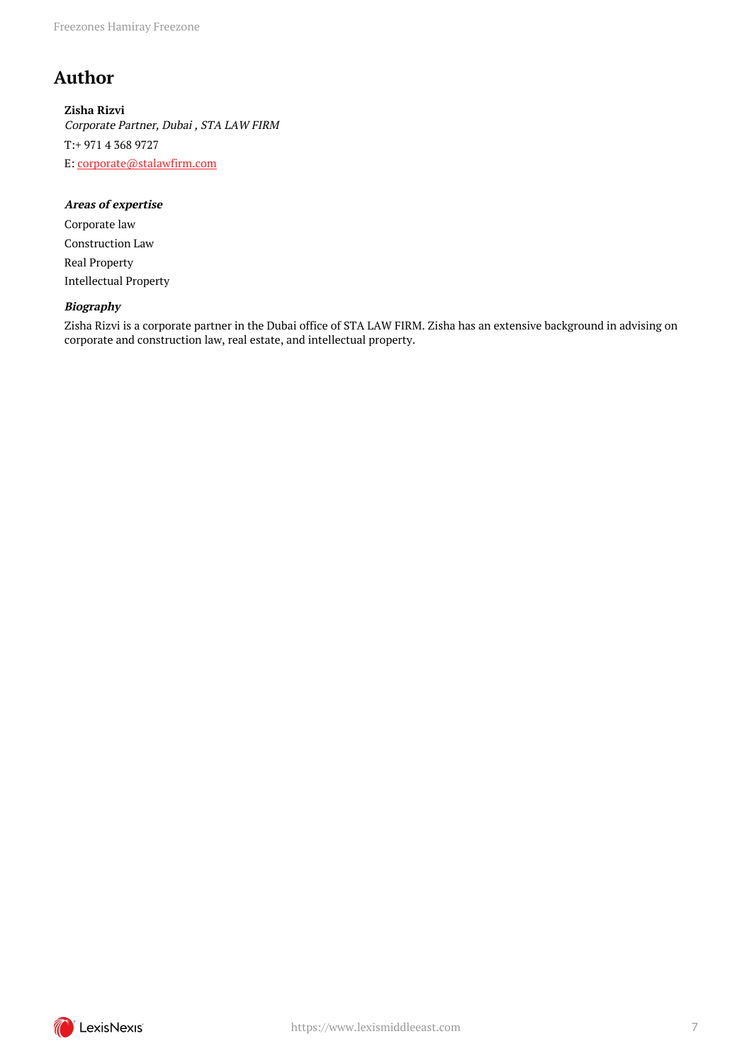# Author

**Zisha Rizvi**
*Corporate Partner, Dubai , STA LAW FIRM*

T:+ 971 4 368 9727

E: corporate@stalawfirm.com

***Areas of expertise***

Corporate law

Construction Law

Real Property

Intellectual Property

***Biography***

Zisha Rizvi is a corporate partner in the Dubai office of STA LAW FIRM. Zisha has an extensive background in advising on corporate and construction law, real estate, and intellectual property.